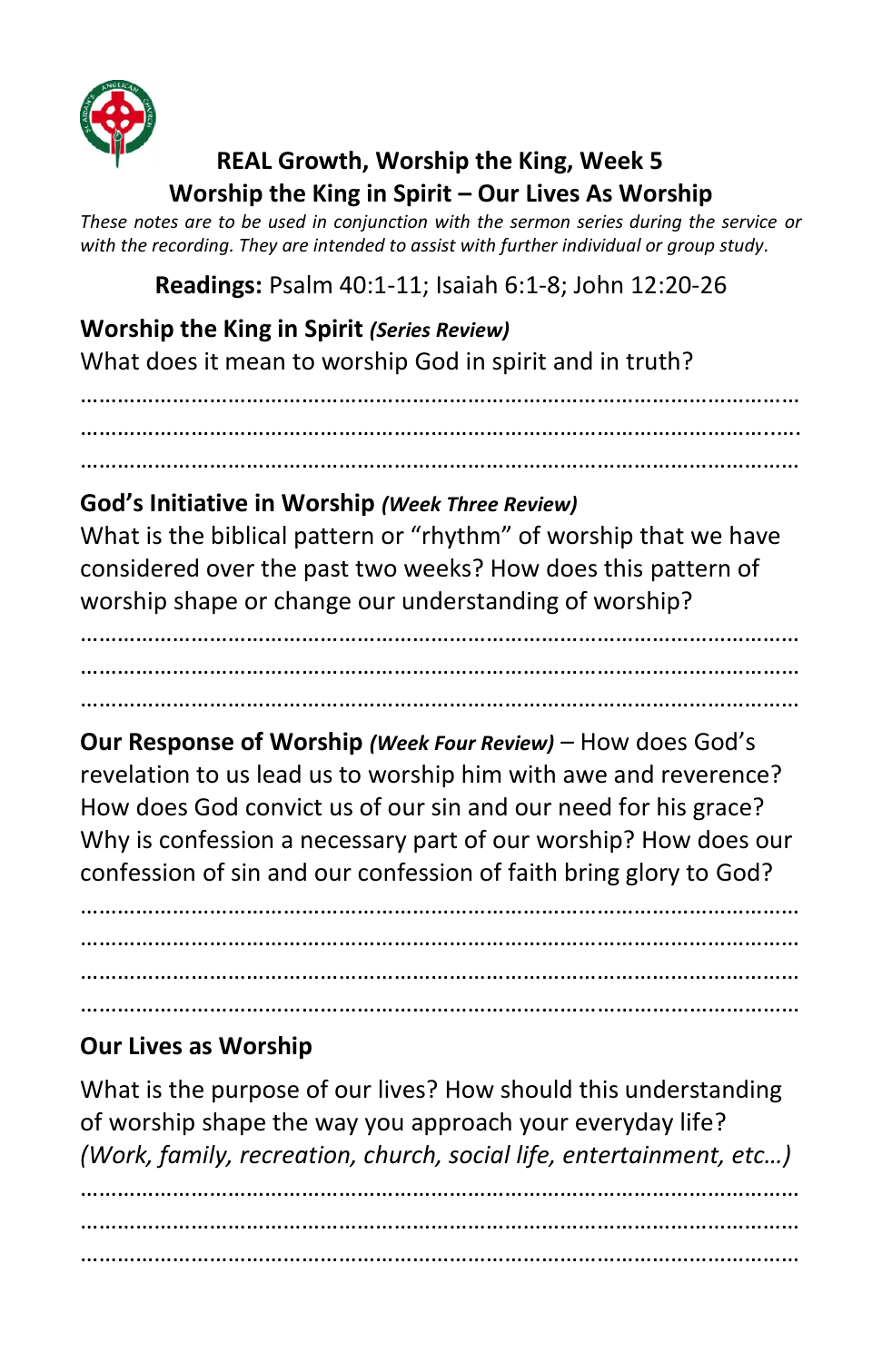## REAL Growth, Worship the King, Week 5
## Worship the King in Spirit – Our Lives As Worship

*These notes are to be used in conjunction with the sermon series during the service or with the recording. They are intended to assist with further individual or group study.*

**Readings:** Psalm 40:1-11; Isaiah 6:1-8; John 12:20-26

### Worship the King in Spirit *(Series Review)*

What does it mean to worship God in spirit and in truth?

……………………………………………………………………………………………………
……………………………………………………………………………………………………
……………………………………………………………………………………………………

### God's Initiative in Worship *(Week Three Review)*

What is the biblical pattern or "rhythm" of worship that we have considered over the past two weeks? How does this pattern of worship shape or change our understanding of worship?

……………………………………………………………………………………………………
……………………………………………………………………………………………………
……………………………………………………………………………………………………

**Our Response of Worship** ***(Week Four Review)*** – How does God's revelation to us lead us to worship him with awe and reverence? How does God convict us of our sin and our need for his grace? Why is confession a necessary part of our worship? How does our confession of sin and our confession of faith bring glory to God?

……………………………………………………………………………………………………
……………………………………………………………………………………………………
……………………………………………………………………………………………………
……………………………………………………………………………………………………

### Our Lives as Worship

What is the purpose of our lives? How should this understanding of worship shape the way you approach your everyday life? *(Work, family, recreation, church, social life, entertainment, etc…)*

……………………………………………………………………………………………………
……………………………………………………………………………………………………
……………………………………………………………………………………………………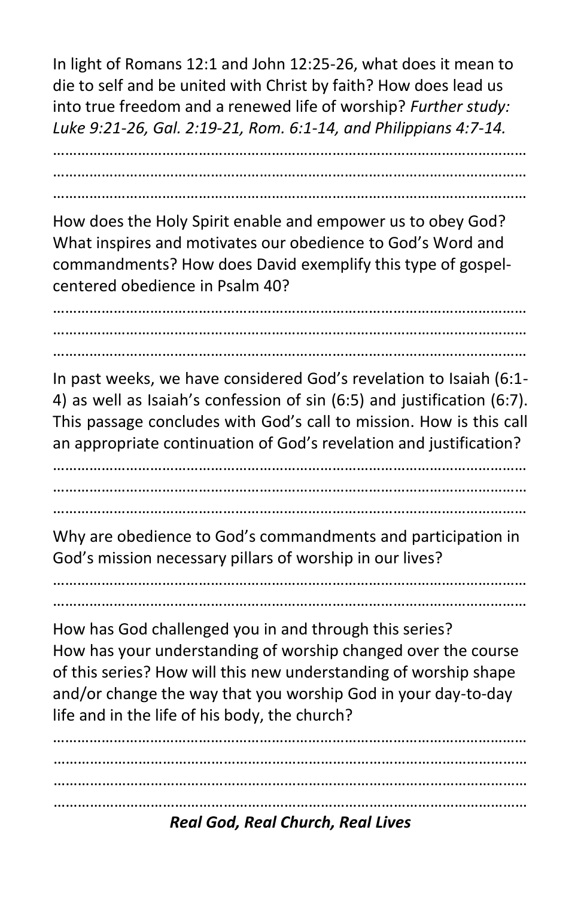In light of Romans 12:1 and John 12:25-26, what does it mean to die to self and be united with Christ by faith? How does lead us into true freedom and a renewed life of worship? *Further study: Luke 9:21-26, Gal. 2:19-21, Rom. 6:1-14, and Philippians 4:7-14.*

……………………………………………………………………………………………………

……………………………………………………………………………………………………

……………………………………………………………………………………………………

How does the Holy Spirit enable and empower us to obey God? What inspires and motivates our obedience to God's Word and commandments? How does David exemplify this type of gospel-centered obedience in Psalm 40?

……………………………………………………………………………………………………

……………………………………………………………………………………………………

……………………………………………………………………………………………………

In past weeks, we have considered God's revelation to Isaiah (6:1-4) as well as Isaiah's confession of sin (6:5) and justification (6:7). This passage concludes with God's call to mission. How is this call an appropriate continuation of God's revelation and justification?

……………………………………………………………………………………………………

……………………………………………………………………………………………………

……………………………………………………………………………………………………

Why are obedience to God's commandments and participation in God's mission necessary pillars of worship in our lives?

……………………………………………………………………………………………………

……………………………………………………………………………………………………

How has God challenged you in and through this series? How has your understanding of worship changed over the course of this series? How will this new understanding of worship shape and/or change the way that you worship God in your day-to-day life and in the life of his body, the church?

……………………………………………………………………………………………………

……………………………………………………………………………………………………

……………………………………………………………………………………………………

……………………………………………………………………………………………………

***Real God, Real Church, Real Lives***